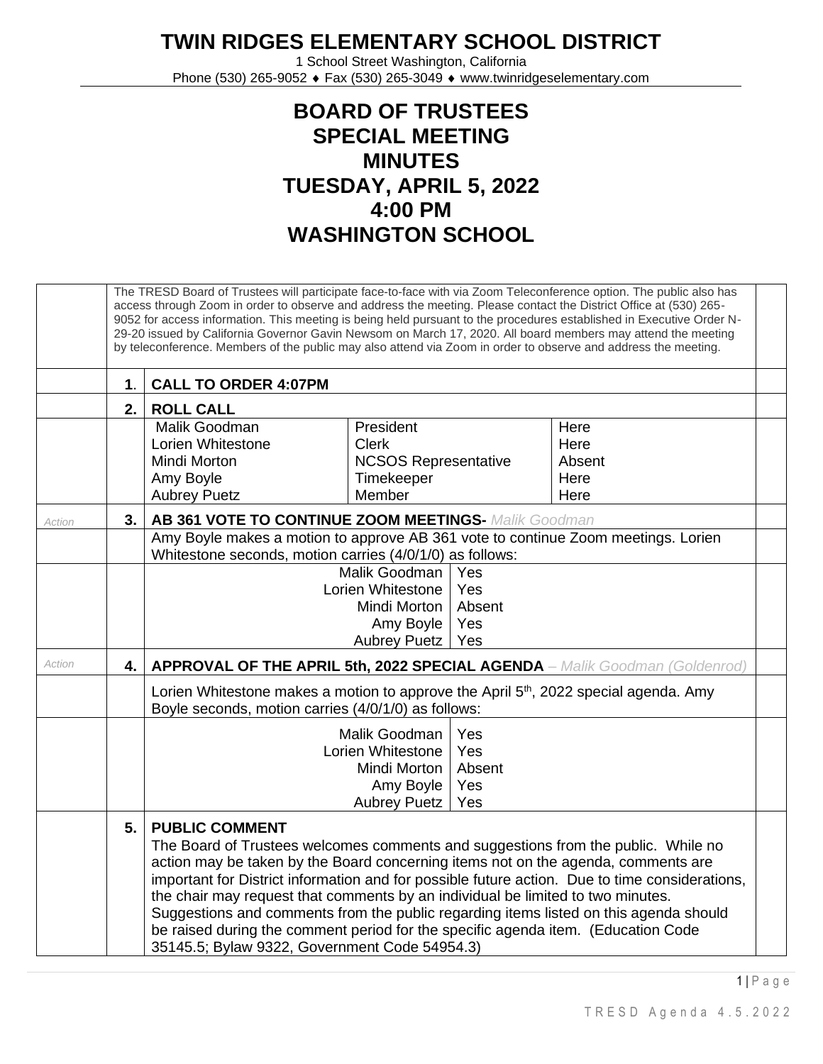# TWIN RIDGES ELEMENTARY SCHOOL DISTRICT

1 School Street Washington, California
Phone (530) 265-9052 ♦ Fax (530) 265-3049 ♦ www.twinridgeselementary.com

# BOARD OF TRUSTEES SPECIAL MEETING MINUTES TUESDAY, APRIL 5, 2022 4:00 PM WASHINGTON SCHOOL

The TRESD Board of Trustees will participate face-to-face with via Zoom Teleconference option. The public also has access through Zoom in order to observe and address the meeting. Please contact the District Office at (530) 265-9052 for access information. This meeting is being held pursuant to the procedures established in Executive Order N-29-20 issued by California Governor Gavin Newsom on March 17, 2020. All board members may attend the meeting by teleconference. Members of the public may also attend via Zoom in order to observe and address the meeting.

**1. CALL TO ORDER 4:07PM**

**2. ROLL CALL**

| | | |
|---|---|---|
| Malik Goodman | President | Here |
| Lorien Whitestone | Clerk | Here |
| Mindi Morton | NCSOS Representative | Absent |
| Amy Boyle | Timekeeper | Here |
| Aubrey Puetz | Member | Here |

*Action* **3. AB 361 VOTE TO CONTINUE ZOOM MEETINGS-** *Malik Goodman*

Amy Boyle makes a motion to approve AB 361 vote to continue Zoom meetings. Lorien Whitestone seconds, motion carries (4/0/1/0) as follows:

| | |
|---|---|
| Malik Goodman | Yes |
| Lorien Whitestone | Yes |
| Mindi Morton | Absent |
| Amy Boyle | Yes |
| Aubrey Puetz | Yes |

*Action* **4. APPROVAL OF THE APRIL 5th, 2022 SPECIAL AGENDA** *– Malik Goodman (Goldenrod)*

Lorien Whitestone makes a motion to approve the April 5th, 2022 special agenda. Amy Boyle seconds, motion carries (4/0/1/0) as follows:

| | |
|---|---|
| Malik Goodman | Yes |
| Lorien Whitestone | Yes |
| Mindi Morton | Absent |
| Amy Boyle | Yes |
| Aubrey Puetz | Yes |

**5. PUBLIC COMMENT**

The Board of Trustees welcomes comments and suggestions from the public. While no action may be taken by the Board concerning items not on the agenda, comments are important for District information and for possible future action. Due to time considerations, the chair may request that comments by an individual be limited to two minutes. Suggestions and comments from the public regarding items listed on this agenda should be raised during the comment period for the specific agenda item. (Education Code 35145.5; Bylaw 9322, Government Code 54954.3)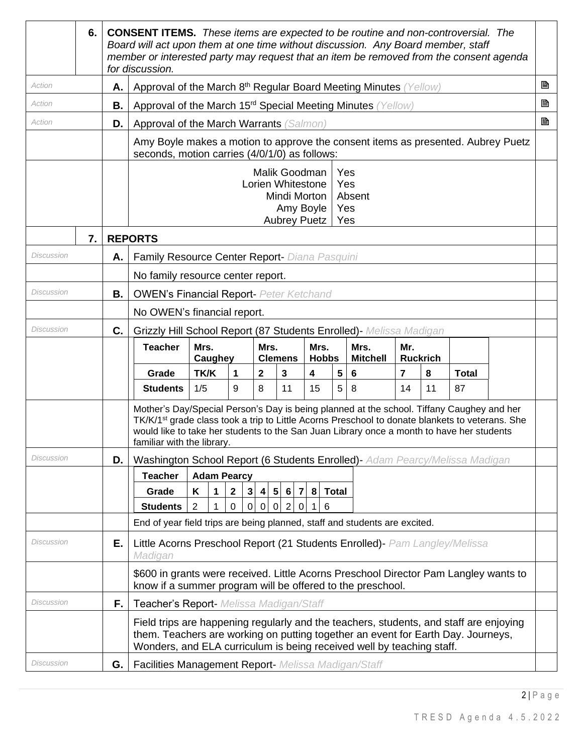**6. CONSENT ITEMS.** *These items are expected to be routine and non-controversial. The Board will act upon them at one time without discussion. Any Board member, staff member or interested party may request that an item be removed from the consent agenda for discussion.*

*Action* **A.** Approval of the March 8th Regular Board Meeting Minutes *(Yellow)* 🖹

*Action* **B.** Approval of the March 15rd Special Meeting Minutes *(Yellow)* 🖹

*Action* **D.** Approval of the March Warrants *(Salmon)* 🖹

Amy Boyle makes a motion to approve the consent items as presented. Aubrey Puetz seconds, motion carries (4/0/1/0) as follows:

| | |
|---|---|
| Malik Goodman | Yes |
| Lorien Whitestone | Yes |
| Mindi Morton | Absent |
| Amy Boyle | Yes |
| Aubrey Puetz | Yes |

**7. REPORTS**

*Discussion* **A.** Family Resource Center Report- *Diana Pasquini*

No family resource center report.

*Discussion* **B.** OWEN's Financial Report- *Peter Ketchand*

No OWEN's financial report.

*Discussion* **C.** Grizzly Hill School Report (87 Students Enrolled)- *Melissa Madigan*

| Teacher | Mrs. Caughey | | Mrs. Clemens | | Mrs. Hobbs | | Mrs. Mitchell | Mr. Ruckrich | | |
|---|---|---|---|---|---|---|---|---|---|---|
| Grade | TK/K | 1 | 2 | 3 | 4 | 5 | 6 | 7 | 8 | Total |
| Students | 1/5 | 9 | 8 | 11 | 15 | 5 | 8 | 14 | 11 | 87 |

Mother's Day/Special Person's Day is being planned at the school. Tiffany Caughey and her TK/K/1st grade class took a trip to Little Acorns Preschool to donate blankets to veterans. She would like to take her students to the San Juan Library once a month to have her students familiar with the library.

*Discussion* **D.** Washington School Report (6 Students Enrolled)- *Adam Pearcy/Melissa Madigan*

| Teacher | Adam Pearcy | | | | | | | | | |
|---|---|---|---|---|---|---|---|---|---|---|
| Grade | K | 1 | 2 | 3 | 4 | 5 | 6 | 7 | 8 | Total |
| Students | 2 | 1 | 0 | 0 | 0 | 0 | 2 | 0 | 1 | 6 |

End of year field trips are being planned, staff and students are excited.

*Discussion* **E.** Little Acorns Preschool Report (21 Students Enrolled)- *Pam Langley/Melissa Madigan*

$600 in grants were received. Little Acorns Preschool Director Pam Langley wants to know if a summer program will be offered to the preschool.

*Discussion* **F.** Teacher's Report- *Melissa Madigan/Staff*

Field trips are happening regularly and the teachers, students, and staff are enjoying them. Teachers are working on putting together an event for Earth Day. Journeys, Wonders, and ELA curriculum is being received well by teaching staff.

*Discussion* **G.** Facilities Management Report- *Melissa Madigan/Staff*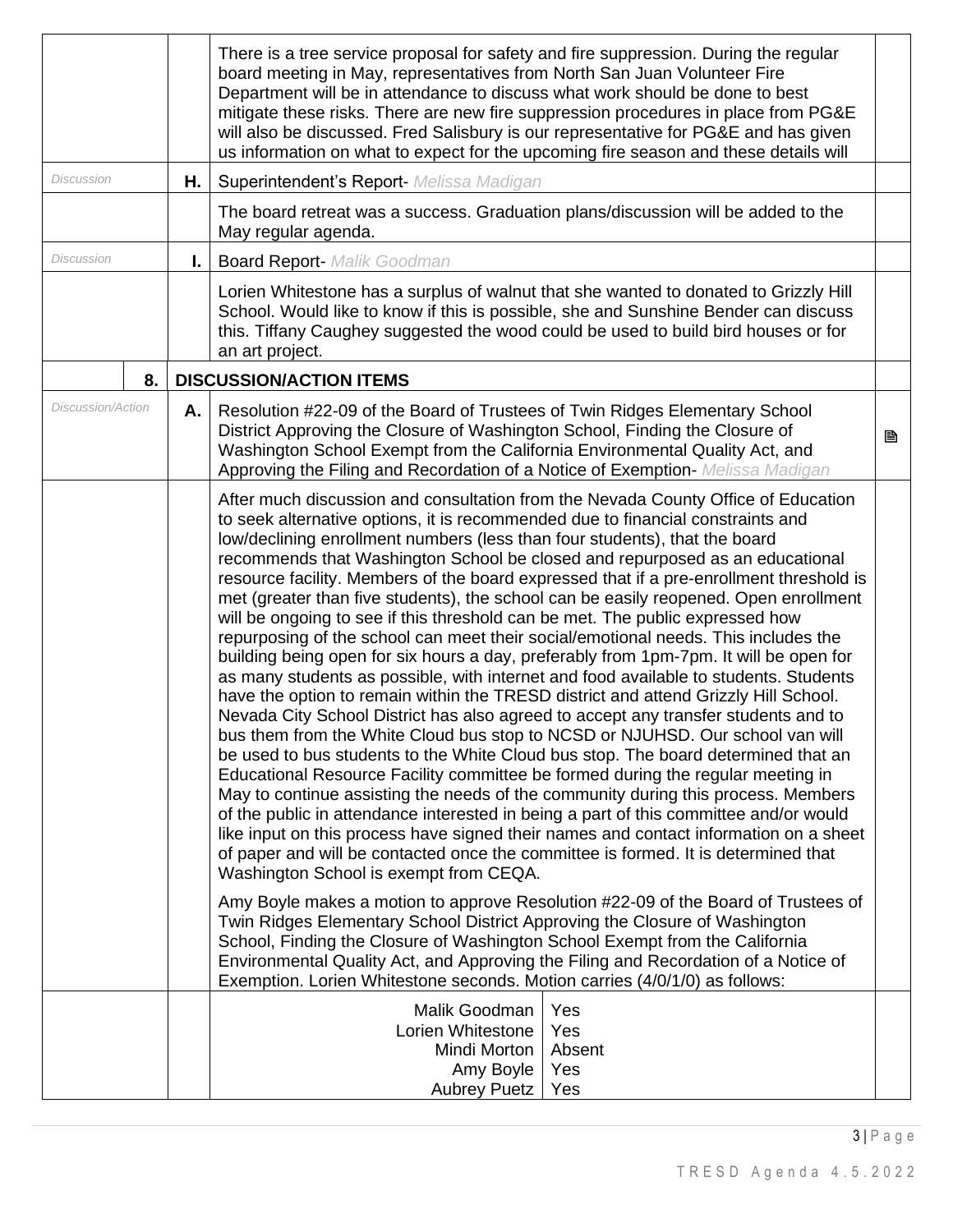| | | | |
|---|---|---|---|
| | | There is a tree service proposal for safety and fire suppression. During the regular board meeting in May, representatives from North San Juan Volunteer Fire Department will be in attendance to discuss what work should be done to best mitigate these risks. There are new fire suppression procedures in place from PG&E will also be discussed. Fred Salisbury is our representative for PG&E and has given us information on what to expect for the upcoming fire season and these details will | |
| *Discussion* | **H.** | Superintendent's Report- *Melissa Madigan* | |
| | | The board retreat was a success. Graduation plans/discussion will be added to the May regular agenda. | |
| *Discussion* | **I.** | Board Report- *Malik Goodman* | |
| | | Lorien Whitestone has a surplus of walnut that she wanted to donated to Grizzly Hill School. Would like to know if this is possible, she and Sunshine Bender can discuss this. Tiffany Caughey suggested the wood could be used to build bird houses or for an art project. | |
| **8.** | | **DISCUSSION/ACTION ITEMS** | |
| *Discussion/Action* | **A.** | Resolution #22-09 of the Board of Trustees of Twin Ridges Elementary School District Approving the Closure of Washington School, Finding the Closure of Washington School Exempt from the California Environmental Quality Act, and Approving the Filing and Recordation of a Notice of Exemption- *Melissa Madigan* | 🖹 |
| | | After much discussion and consultation from the Nevada County Office of Education to seek alternative options, it is recommended due to financial constraints and low/declining enrollment numbers (less than four students), that the board recommends that Washington School be closed and repurposed as an educational resource facility. Members of the board expressed that if a pre-enrollment threshold is met (greater than five students), the school can be easily reopened. Open enrollment will be ongoing to see if this threshold can be met. The public expressed how repurposing of the school can meet their social/emotional needs. This includes the building being open for six hours a day, preferably from 1pm-7pm. It will be open for as many students as possible, with internet and food available to students. Students have the option to remain within the TRESD district and attend Grizzly Hill School. Nevada City School District has also agreed to accept any transfer students and to bus them from the White Cloud bus stop to NCSD or NJUHSD. Our school van will be used to bus students to the White Cloud bus stop. The board determined that an Educational Resource Facility committee be formed during the regular meeting in May to continue assisting the needs of the community during this process. Members of the public in attendance interested in being a part of this committee and/or would like input on this process have signed their names and contact information on a sheet of paper and will be contacted once the committee is formed. It is determined that Washington School is exempt from CEQA.<br><br>Amy Boyle makes a motion to approve Resolution #22-09 of the Board of Trustees of Twin Ridges Elementary School District Approving the Closure of Washington School, Finding the Closure of Washington School Exempt from the California Environmental Quality Act, and Approving the Filing and Recordation of a Notice of Exemption. Lorien Whitestone seconds. Motion carries (4/0/1/0) as follows: | |
| | | Malik Goodman: Yes<br>Lorien Whitestone: Yes<br>Mindi Morton: Absent<br>Amy Boyle: Yes<br>Aubrey Puetz: Yes | |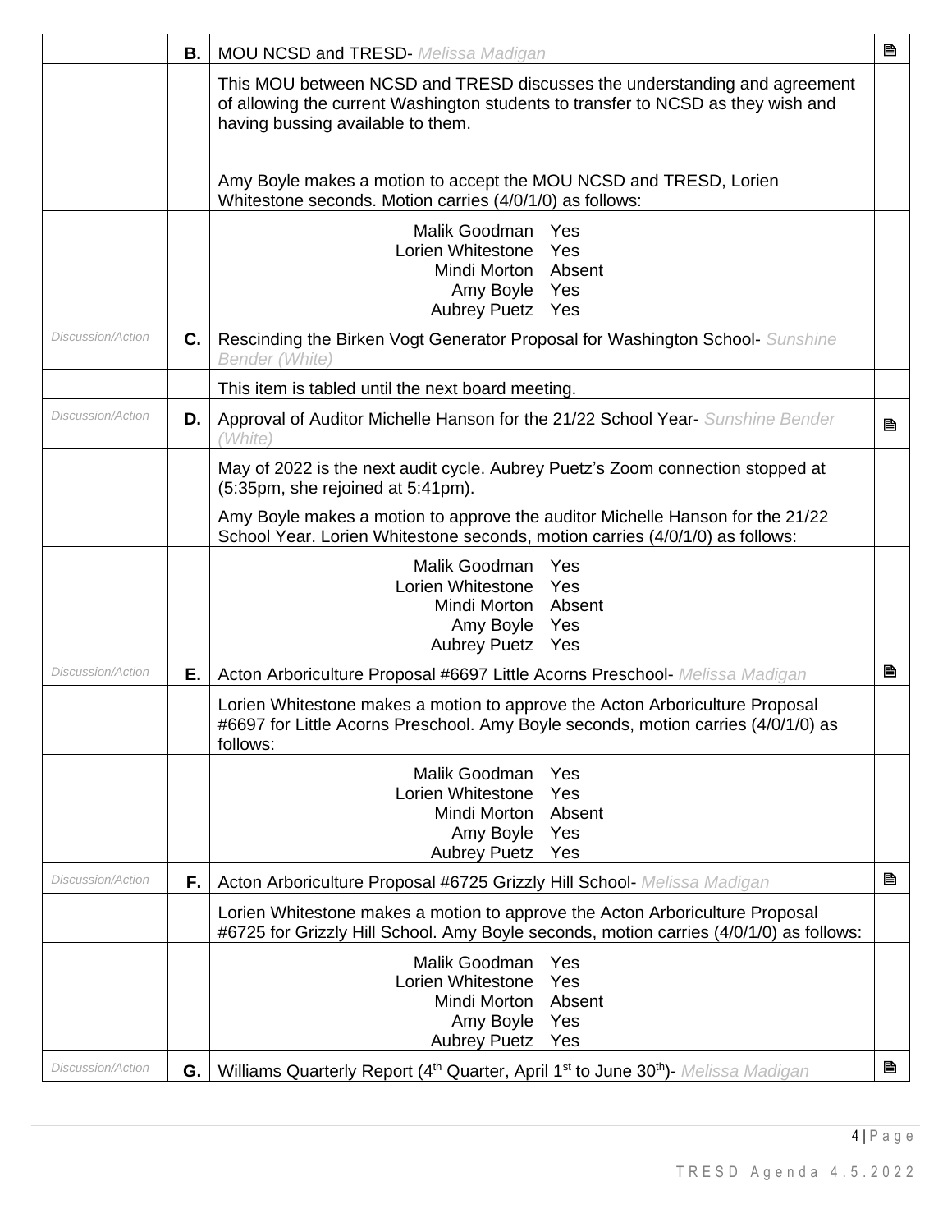| | | | |
|---|---|---|---|
| | **B.** | MOU NCSD and TRESD- *Melissa Madigan* | 🖹 |
| | | This MOU between NCSD and TRESD discusses the understanding and agreement of allowing the current Washington students to transfer to NCSD as they wish and having bussing available to them.<br><br>Amy Boyle makes a motion to accept the MOU NCSD and TRESD, Lorien Whitestone seconds. Motion carries (4/0/1/0) as follows: | |
| | | Malik Goodman: Yes<br>Lorien Whitestone: Yes<br>Mindi Morton: Absent<br>Amy Boyle: Yes<br>Aubrey Puetz: Yes | |
| *Discussion/Action* | **C.** | Rescinding the Birken Vogt Generator Proposal for Washington School- *Sunshine Bender (White)* | |
| | | This item is tabled until the next board meeting. | |
| *Discussion/Action* | **D.** | Approval of Auditor Michelle Hanson for the 21/22 School Year- *Sunshine Bender (White)* | 🖹 |
| | | May of 2022 is the next audit cycle. Aubrey Puetz's Zoom connection stopped at (5:35pm, she rejoined at 5:41pm).<br><br>Amy Boyle makes a motion to approve the auditor Michelle Hanson for the 21/22 School Year. Lorien Whitestone seconds, motion carries (4/0/1/0) as follows: | |
| | | Malik Goodman: Yes<br>Lorien Whitestone: Yes<br>Mindi Morton: Absent<br>Amy Boyle: Yes<br>Aubrey Puetz: Yes | |
| *Discussion/Action* | **E.** | Acton Arboriculture Proposal #6697 Little Acorns Preschool- *Melissa Madigan* | 🖹 |
| | | Lorien Whitestone makes a motion to approve the Acton Arboriculture Proposal #6697 for Little Acorns Preschool. Amy Boyle seconds, motion carries (4/0/1/0) as follows: | |
| | | Malik Goodman: Yes<br>Lorien Whitestone: Yes<br>Mindi Morton: Absent<br>Amy Boyle: Yes<br>Aubrey Puetz: Yes | |
| *Discussion/Action* | **F.** | Acton Arboriculture Proposal #6725 Grizzly Hill School- *Melissa Madigan* | 🖹 |
| | | Lorien Whitestone makes a motion to approve the Acton Arboriculture Proposal #6725 for Grizzly Hill School. Amy Boyle seconds, motion carries (4/0/1/0) as follows: | |
| | | Malik Goodman: Yes<br>Lorien Whitestone: Yes<br>Mindi Morton: Absent<br>Amy Boyle: Yes<br>Aubrey Puetz: Yes | |
| *Discussion/Action* | **G.** | Williams Quarterly Report (4th Quarter, April 1st to June 30th)- *Melissa Madigan* | 🖹 |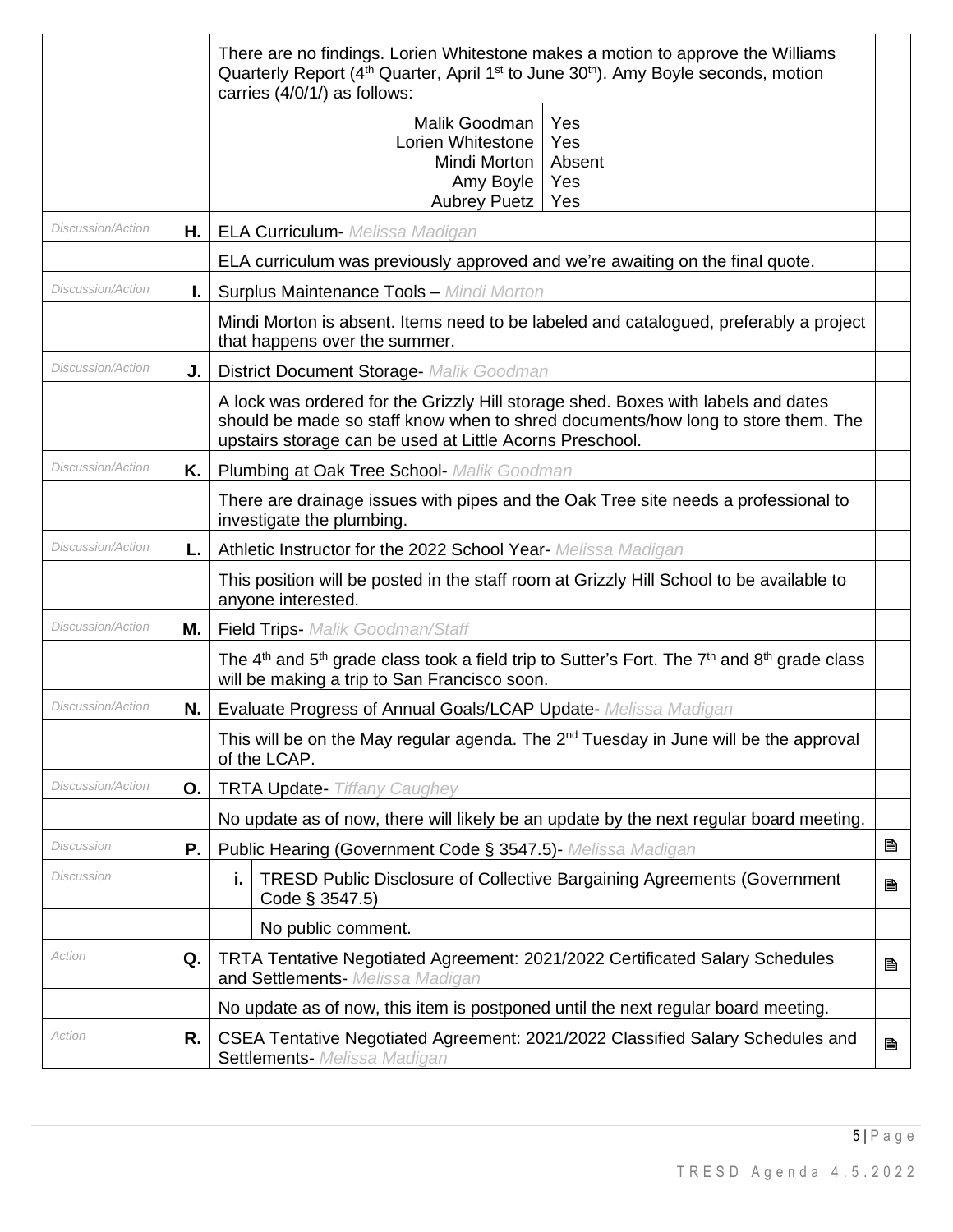| | | | |
|---|---|---|---|
| | | There are no findings. Lorien Whitestone makes a motion to approve the Williams Quarterly Report (4th Quarter, April 1st to June 30th). Amy Boyle seconds, motion carries (4/0/1/) as follows: | |
| | | Malik Goodman: Yes<br>Lorien Whitestone: Yes<br>Mindi Morton: Absent<br>Amy Boyle: Yes<br>Aubrey Puetz: Yes | |
| *Discussion/Action* | **H.** | ELA Curriculum- *Melissa Madigan* | |
| | | ELA curriculum was previously approved and we're awaiting on the final quote. | |
| *Discussion/Action* | **I.** | Surplus Maintenance Tools – *Mindi Morton* | |
| | | Mindi Morton is absent. Items need to be labeled and catalogued, preferably a project that happens over the summer. | |
| *Discussion/Action* | **J.** | District Document Storage- *Malik Goodman* | |
| | | A lock was ordered for the Grizzly Hill storage shed. Boxes with labels and dates should be made so staff know when to shred documents/how long to store them. The upstairs storage can be used at Little Acorns Preschool. | |
| *Discussion/Action* | **K.** | Plumbing at Oak Tree School- *Malik Goodman* | |
| | | There are drainage issues with pipes and the Oak Tree site needs a professional to investigate the plumbing. | |
| *Discussion/Action* | **L.** | Athletic Instructor for the 2022 School Year- *Melissa Madigan* | |
| | | This position will be posted in the staff room at Grizzly Hill School to be available to anyone interested. | |
| *Discussion/Action* | **M.** | Field Trips- *Malik Goodman/Staff* | |
| | | The 4th and 5th grade class took a field trip to Sutter's Fort. The 7th and 8th grade class will be making a trip to San Francisco soon. | |
| *Discussion/Action* | **N.** | Evaluate Progress of Annual Goals/LCAP Update- *Melissa Madigan* | |
| | | This will be on the May regular agenda. The 2nd Tuesday in June will be the approval of the LCAP. | |
| *Discussion/Action* | **O.** | TRTA Update- *Tiffany Caughey* | |
| | | No update as of now, there will likely be an update by the next regular board meeting. | |
| *Discussion* | **P.** | Public Hearing (Government Code § 3547.5)- *Melissa Madigan* | 🖹 |
| *Discussion* | | **i.** TRESD Public Disclosure of Collective Bargaining Agreements (Government Code § 3547.5) | 🖹 |
| | | No public comment. | |
| *Action* | **Q.** | TRTA Tentative Negotiated Agreement: 2021/2022 Certificated Salary Schedules and Settlements- *Melissa Madigan* | 🖹 |
| | | No update as of now, this item is postponed until the next regular board meeting. | |
| *Action* | **R.** | CSEA Tentative Negotiated Agreement: 2021/2022 Classified Salary Schedules and Settlements- *Melissa Madigan* | 🖹 |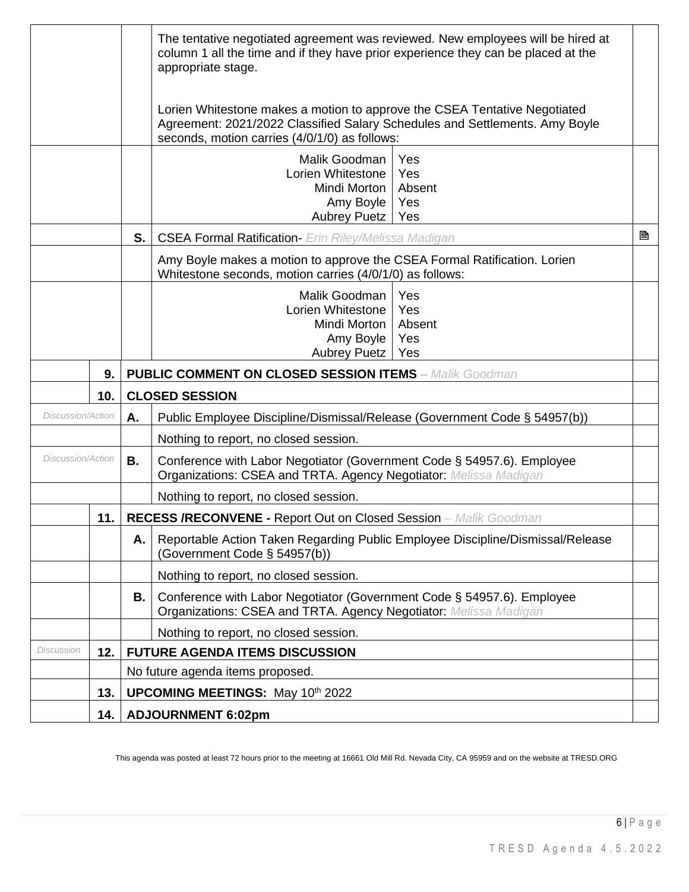| | | | | |
|---|---|---|---|---|
| | | | The tentative negotiated agreement was reviewed. New employees will be hired at column 1 all the time and if they have prior experience they can be placed at the appropriate stage.<br><br>Lorien Whitestone makes a motion to approve the CSEA Tentative Negotiated Agreement: 2021/2022 Classified Salary Schedules and Settlements. Amy Boyle seconds, motion carries (4/0/1/0) as follows: | |
| | | | Malik Goodman: Yes<br>Lorien Whitestone: Yes<br>Mindi Morton: Absent<br>Amy Boyle: Yes<br>Aubrey Puetz: Yes | |
| | | **S.** | CSEA Formal Ratification- *Erin Riley/Melissa Madigan* | 🖹 |
| | | | Amy Boyle makes a motion to approve the CSEA Formal Ratification. Lorien Whitestone seconds, motion carries (4/0/1/0) as follows: | |
| | | | Malik Goodman: Yes<br>Lorien Whitestone: Yes<br>Mindi Morton: Absent<br>Amy Boyle: Yes<br>Aubrey Puetz: Yes | |
| | **9.** | **PUBLIC COMMENT ON CLOSED SESSION ITEMS** – *Malik Goodman* | | |
| | **10.** | **CLOSED SESSION** | | |
| *Discussion/Action* | | **A.** | Public Employee Discipline/Dismissal/Release (Government Code § 54957(b)) | |
| | | | Nothing to report, no closed session. | |
| *Discussion/Action* | | **B.** | Conference with Labor Negotiator (Government Code § 54957.6). Employee Organizations: CSEA and TRTA. Agency Negotiator: *Melissa Madigan* | |
| | | | Nothing to report, no closed session. | |
| | **11.** | **RECESS /RECONVENE -** Report Out on Closed Session – *Malik Goodman* | | |
| | | **A.** | Reportable Action Taken Regarding Public Employee Discipline/Dismissal/Release (Government Code § 54957(b)) | |
| | | | Nothing to report, no closed session. | |
| | | **B.** | Conference with Labor Negotiator (Government Code § 54957.6). Employee Organizations: CSEA and TRTA. Agency Negotiator: *Melissa Madigan* | |
| | | | Nothing to report, no closed session. | |
| *Discussion* | **12.** | **FUTURE AGENDA ITEMS DISCUSSION** | | |
| | | No future agenda items proposed. | | |
| | **13.** | **UPCOMING MEETINGS:** May 10th 2022 | | |
| | **14.** | **ADJOURNMENT 6:02pm** | | |

This agenda was posted at least 72 hours prior to the meeting at 16661 Old Mill Rd. Nevada City, CA 95959 and on the website at TRESD.ORG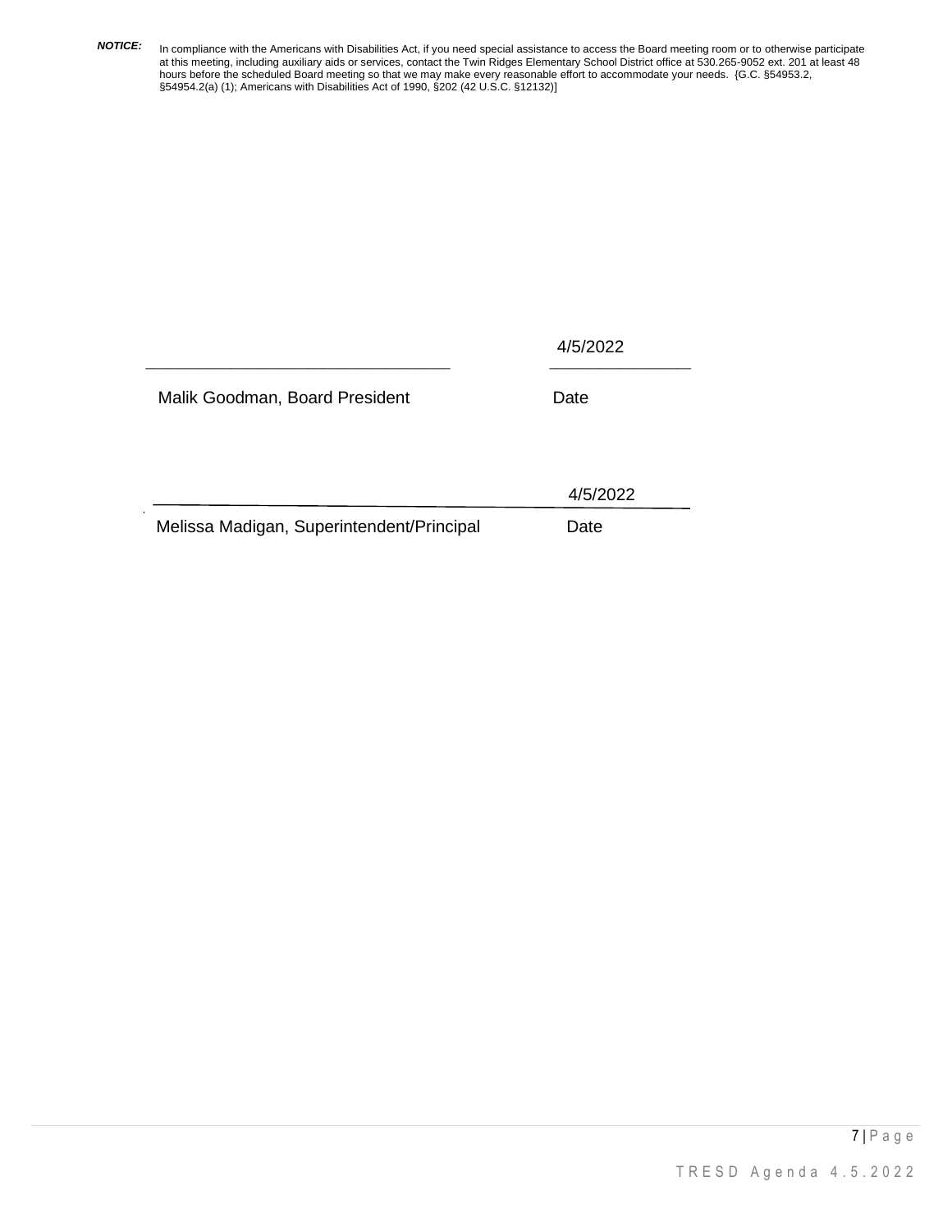***NOTICE:*** In compliance with the Americans with Disabilities Act, if you need special assistance to access the Board meeting room or to otherwise participate at this meeting, including auxiliary aids or services, contact the Twin Ridges Elementary School District office at 530.265-9052 ext. 201 at least 48 hours before the scheduled Board meeting so that we may make every reasonable effort to accommodate your needs. {G.C. §54953.2, §54954.2(a) (1); Americans with Disabilities Act of 1990, §202 (42 U.S.C. §12132)]

\_\_\_\_\_\_\_\_\_\_\_\_\_\_\_\_\_\_\_\_\_\_\_\_\_\_\_\_\_\_\_\_\_\_ 4/5/2022

Malik Goodman, Board President Date

\_\_\_\_\_\_\_\_\_\_\_\_\_\_\_\_\_\_\_\_\_\_\_\_\_\_\_\_\_\_\_\_\_\_ 4/5/2022

Melissa Madigan, Superintendent/Principal Date